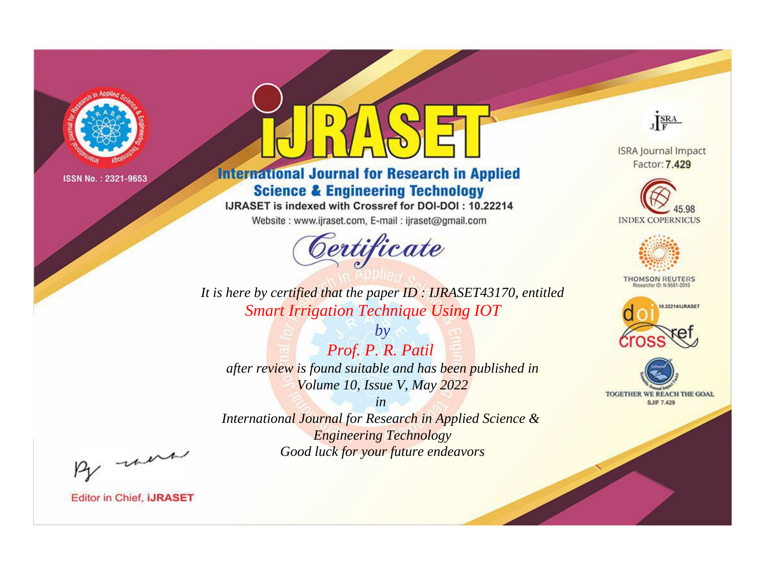ISSN No. : 2321-9653

# iJRASET

## International Journal for Research in Applied Science & Engineering Technology

IJRASET is indexed with Crossref for DOI-DOI : 10.22214

Website : www.ijraset.com, E-mail : ijraset@gmail.com

ISRA Journal Impact Factor: **7.429**

45.98 INDEX COPERNICUS

THOMSON REUTERS Researcher ID: N-9681-2016

10.22214/IJRASET

TOGETHER WE REACH THE GOAL SJIF 7.429

# *Certificate*

*It is here by certified that the paper ID : IJRASET43170, entitled*

*Smart Irrigation Technique Using IOT*

*by*

*Prof. P. R. Patil*

*after review is found suitable and has been published in*

*Volume 10, Issue V, May 2022*

*in*

*International Journal for Research in Applied Science & Engineering Technology*

*Good luck for your future endeavors*

Editor in Chief, **iJRASET**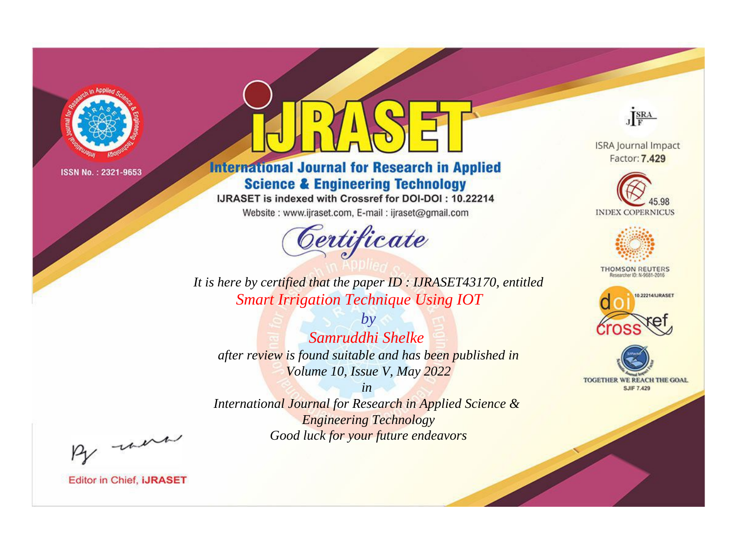ISSN No. : 2321-9653

# iJRASET

## International Journal for Research in Applied Science & Engineering Technology

IJRASET is indexed with Crossref for DOI-DOI : 10.22214

Website : www.ijraset.com, E-mail : ijraset@gmail.com

*Certificate*

*It is here by certified that the paper ID : IJRASET43170, entitled*

*Smart Irrigation Technique Using IOT*

*by*

*Samruddhi Shelke*

*after review is found suitable and has been published in*

*Volume 10, Issue V, May 2022*

*in*

*International Journal for Research in Applied Science & Engineering Technology*

*Good luck for your future endeavors*

ISRA Journal Impact Factor: **7.429**

45.98 INDEX COPERNICUS

THOMSON REUTERS Researcher ID: N-9681-2016

10.22214/IJRASET

TOGETHER WE REACH THE GOAL SJIF 7.429

Editor in Chief, **iJRASET**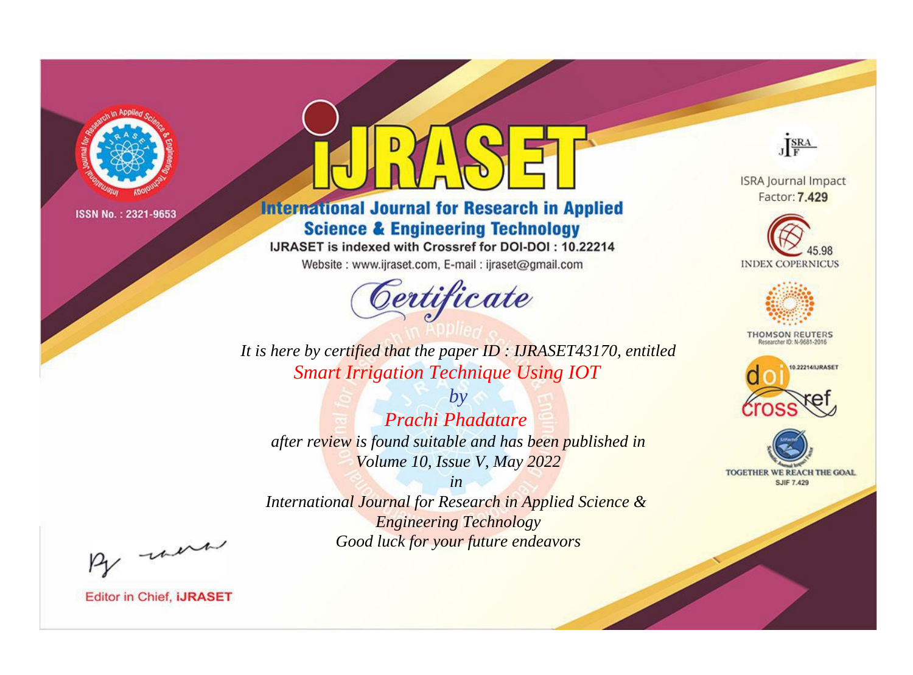ISSN No. : 2321-9653

# iJRASET

## International Journal for Research in Applied Science & Engineering Technology

IJRASET is indexed with Crossref for DOI-DOI : 10.22214

Website : www.ijraset.com, E-mail : ijraset@gmail.com

ISRA Journal Impact Factor: **7.429**

45.98 INDEX COPERNICUS

THOMSON REUTERS Researcher ID: N-9681-2016

10.22214/IJRASET

TOGETHER WE REACH THE GOAL SJIF 7.429

# *Certificate*

*It is here by certified that the paper ID : IJRASET43170, entitled*

*Smart Irrigation Technique Using IOT*

*by*

*Prachi Phadatare*

*after review is found suitable and has been published in*

*Volume 10, Issue V, May 2022*

*in*

*International Journal for Research in Applied Science & Engineering Technology*

*Good luck for your future endeavors*

Editor in Chief, **iJRASET**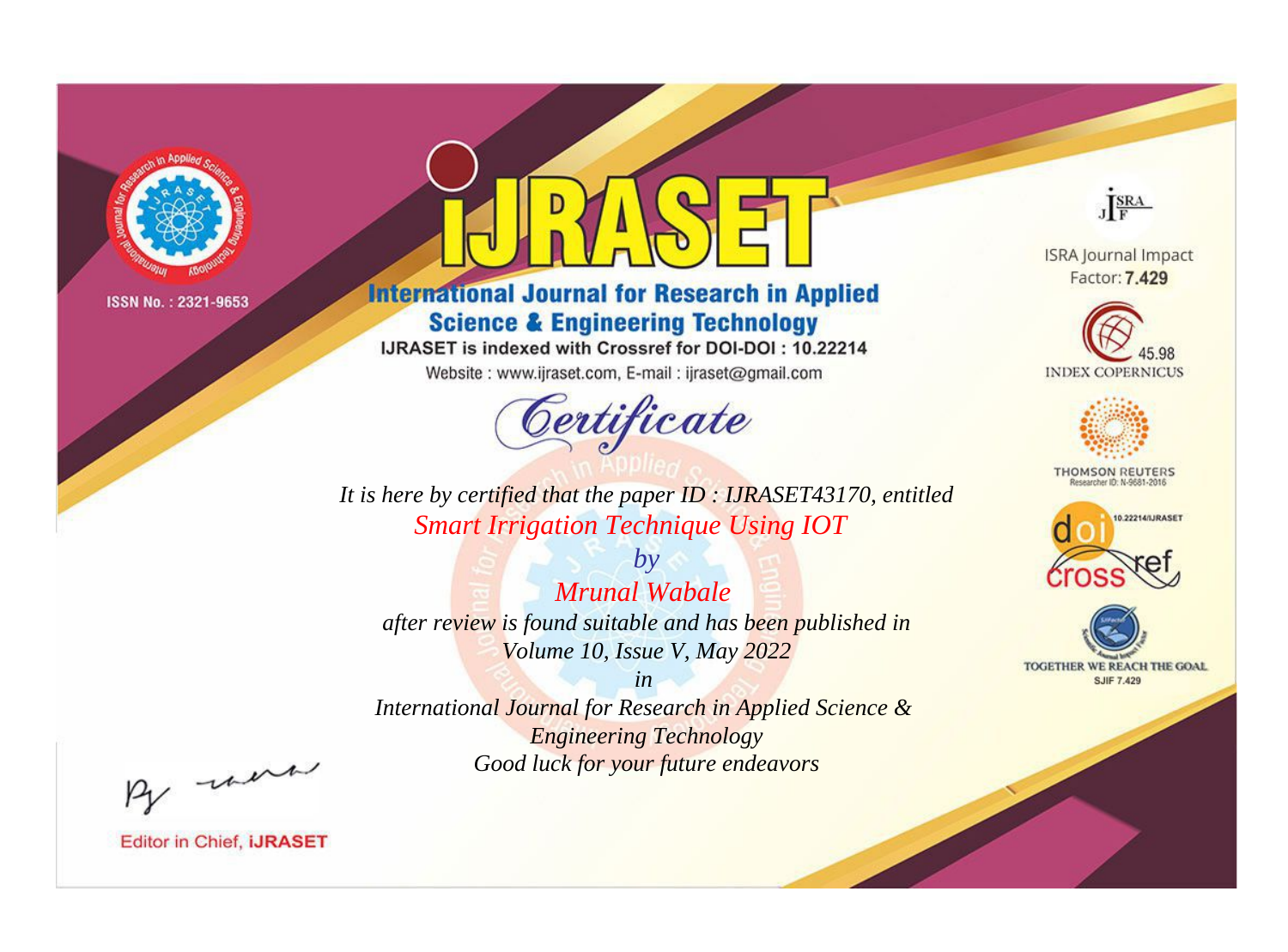ISSN No. : 2321-9653

# iJRASET

## International Journal for Research in Applied Science & Engineering Technology

IJRASET is indexed with Crossref for DOI-DOI : 10.22214

Website : www.ijraset.com, E-mail : ijraset@gmail.com

ISRA Journal Impact Factor: **7.429**

45.98 INDEX COPERNICUS

THOMSON REUTERS Researcher ID: N-9681-2016

10.22214/IJRASET

TOGETHER WE REACH THE GOAL SJIF 7.429

# *Certificate*

*It is here by certified that the paper ID : IJRASET43170, entitled*

*Smart Irrigation Technique Using IOT*

*by*

*Mrunal Wabale*

*after review is found suitable and has been published in*

*Volume 10, Issue V, May 2022*

*in*

*International Journal for Research in Applied Science & Engineering Technology*

*Good luck for your future endeavors*

Editor in Chief, **iJRASET**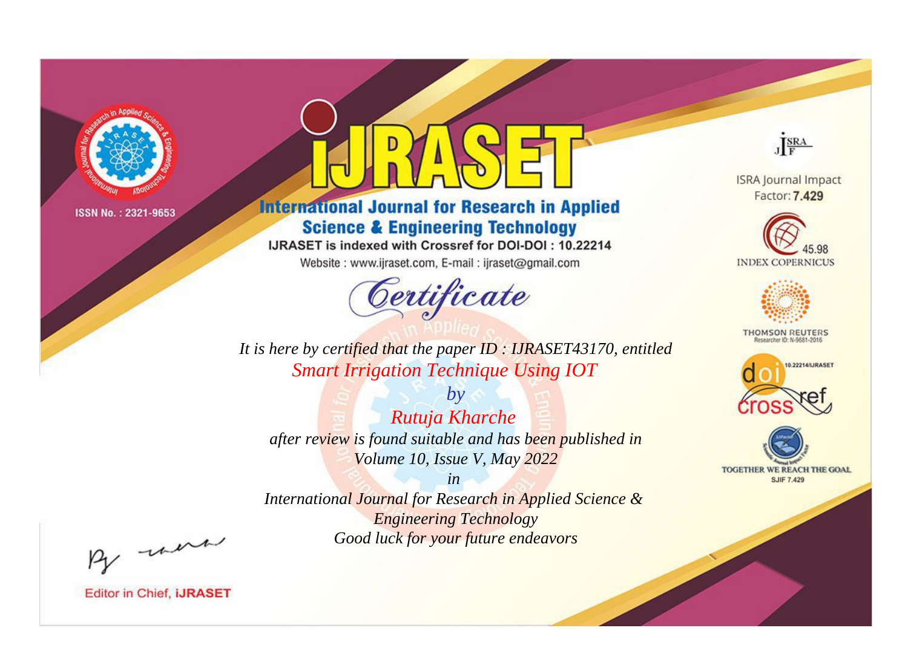ISSN No. : 2321-9653

# iJRASET

## International Journal for Research in Applied Science & Engineering Technology

IJRASET is indexed with Crossref for DOI-DOI : 10.22214

Website : www.ijraset.com, E-mail : ijraset@gmail.com

ISRA Journal Impact Factor: **7.429**

45.98 INDEX COPERNICUS

THOMSON REUTERS Researcher ID: N-9681-2016

10.22214/IJRASET

TOGETHER WE REACH THE GOAL SJIF 7.429

# *Certificate*

*It is here by certified that the paper ID : IJRASET43170, entitled*

*Smart Irrigation Technique Using IOT*

*by*

*Rutuja Kharche*

*after review is found suitable and has been published in*

*Volume 10, Issue V, May 2022*

*in*

*International Journal for Research in Applied Science & Engineering Technology*

*Good luck for your future endeavors*

Editor in Chief, **iJRASET**